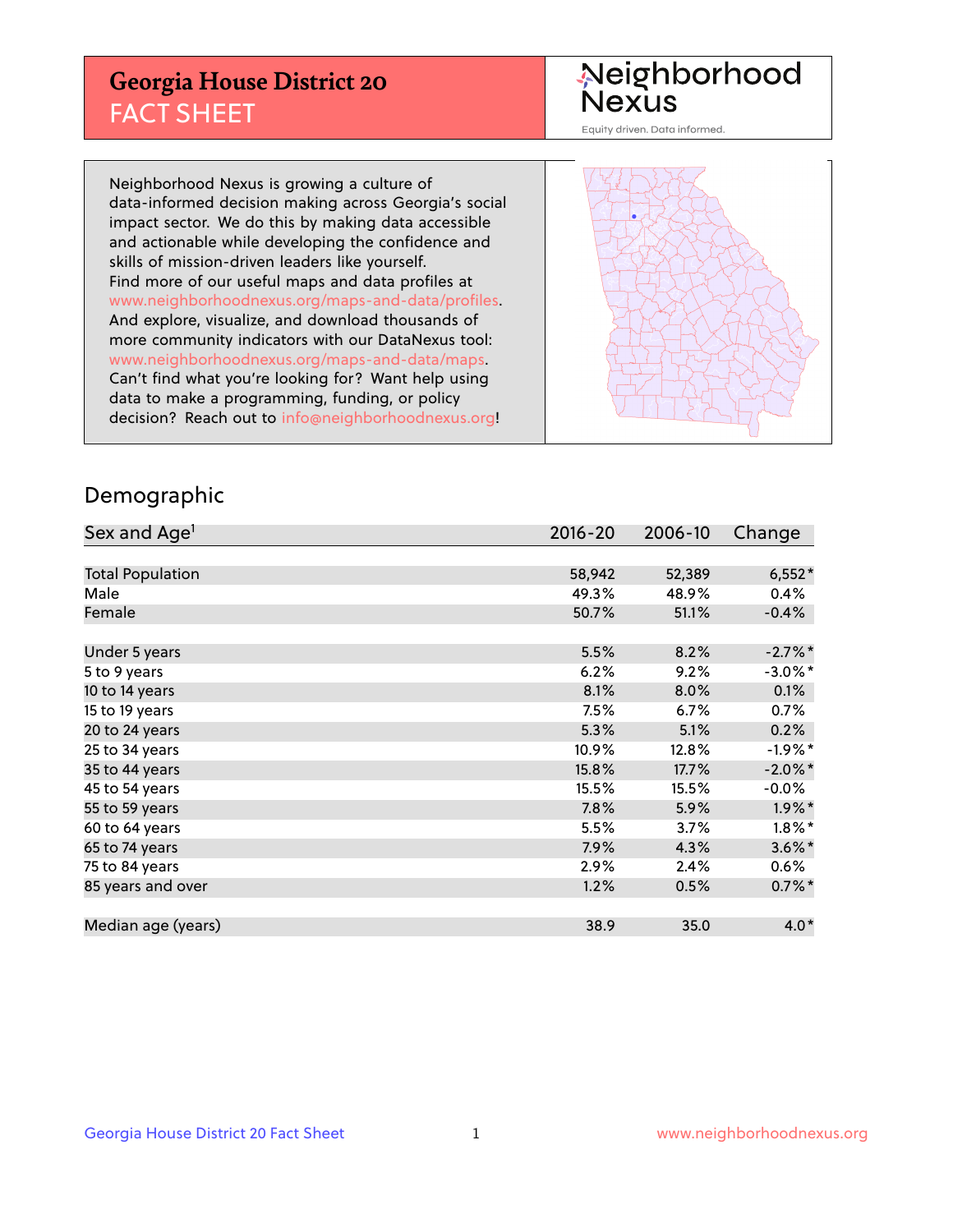# Georgia House District 20

## FACT SHEET

Neighborhood Nexus

Equity driven. Data informed.

Neighborhood Nexus is growing a culture of data-informed decision making across Georgia's social impact sector. We do this by making data accessible and actionable while developing the confidence and skills of mission-driven leaders like yourself. Find more of our useful maps and data profiles at www.neighborhoodnexus.org/maps-and-data/profiles. And explore, visualize, and download thousands of more community indicators with our DataNexus tool: www.neighborhoodnexus.org/maps-and-data/maps. Can't find what you're looking for? Want help using data to make a programming, funding, or policy decision? Reach out to info@neighborhoodnexus.org!

## Demographic

| Sex and Age[1] | 2016-20 | 2006-10 | Change |
|---|---|---|---|
| Total Population | 58,942 | 52,389 | 6,552* |
| Male | 49.3% | 48.9% | 0.4% |
| Female | 50.7% | 51.1% | -0.4% |
| Under 5 years | 5.5% | 8.2% | -2.7%* |
| 5 to 9 years | 6.2% | 9.2% | -3.0%* |
| 10 to 14 years | 8.1% | 8.0% | 0.1% |
| 15 to 19 years | 7.5% | 6.7% | 0.7% |
| 20 to 24 years | 5.3% | 5.1% | 0.2% |
| 25 to 34 years | 10.9% | 12.8% | -1.9%* |
| 35 to 44 years | 15.8% | 17.7% | -2.0%* |
| 45 to 54 years | 15.5% | 15.5% | -0.0% |
| 55 to 59 years | 7.8% | 5.9% | 1.9%* |
| 60 to 64 years | 5.5% | 3.7% | 1.8%* |
| 65 to 74 years | 7.9% | 4.3% | 3.6%* |
| 75 to 84 years | 2.9% | 2.4% | 0.6% |
| 85 years and over | 1.2% | 0.5% | 0.7%* |
| Median age (years) | 38.9 | 35.0 | 4.0* |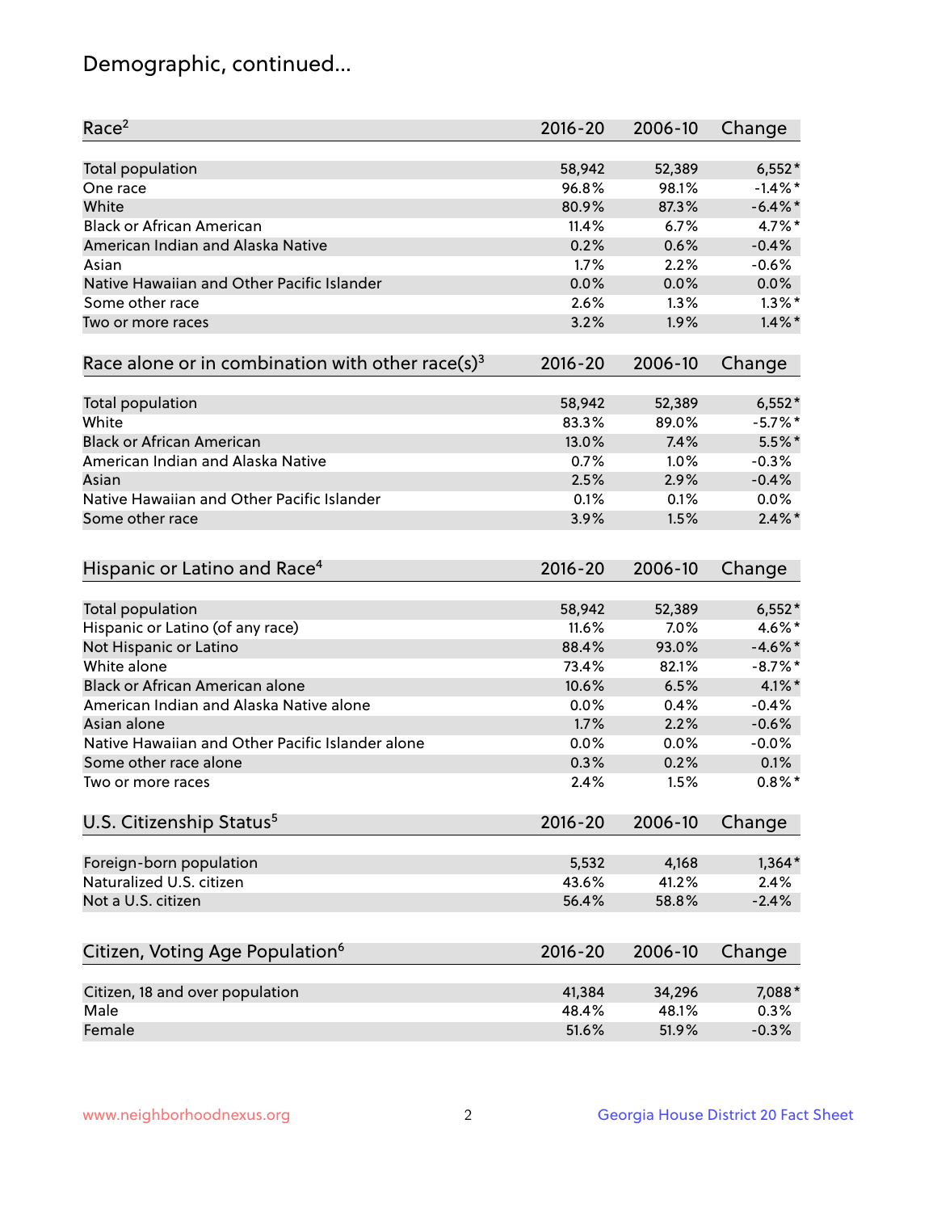# Demographic, continued...

| Race[2] | 2016-20 | 2006-10 | Change |
|---|---|---|---|
| Total population | 58,942 | 52,389 | 6,552* |
| One race | 96.8% | 98.1% | -1.4%* |
| White | 80.9% | 87.3% | -6.4%* |
| Black or African American | 11.4% | 6.7% | 4.7%* |
| American Indian and Alaska Native | 0.2% | 0.6% | -0.4% |
| Asian | 1.7% | 2.2% | -0.6% |
| Native Hawaiian and Other Pacific Islander | 0.0% | 0.0% | 0.0% |
| Some other race | 2.6% | 1.3% | 1.3%* |
| Two or more races | 3.2% | 1.9% | 1.4%* |

| Race alone or in combination with other race(s)[3] | 2016-20 | 2006-10 | Change |
|---|---|---|---|
| Total population | 58,942 | 52,389 | 6,552* |
| White | 83.3% | 89.0% | -5.7%* |
| Black or African American | 13.0% | 7.4% | 5.5%* |
| American Indian and Alaska Native | 0.7% | 1.0% | -0.3% |
| Asian | 2.5% | 2.9% | -0.4% |
| Native Hawaiian and Other Pacific Islander | 0.1% | 0.1% | 0.0% |
| Some other race | 3.9% | 1.5% | 2.4%* |

| Hispanic or Latino and Race[4] | 2016-20 | 2006-10 | Change |
|---|---|---|---|
| Total population | 58,942 | 52,389 | 6,552* |
| Hispanic or Latino (of any race) | 11.6% | 7.0% | 4.6%* |
| Not Hispanic or Latino | 88.4% | 93.0% | -4.6%* |
| White alone | 73.4% | 82.1% | -8.7%* |
| Black or African American alone | 10.6% | 6.5% | 4.1%* |
| American Indian and Alaska Native alone | 0.0% | 0.4% | -0.4% |
| Asian alone | 1.7% | 2.2% | -0.6% |
| Native Hawaiian and Other Pacific Islander alone | 0.0% | 0.0% | -0.0% |
| Some other race alone | 0.3% | 0.2% | 0.1% |
| Two or more races | 2.4% | 1.5% | 0.8%* |

| U.S. Citizenship Status[5] | 2016-20 | 2006-10 | Change |
|---|---|---|---|
| Foreign-born population | 5,532 | 4,168 | 1,364* |
| Naturalized U.S. citizen | 43.6% | 41.2% | 2.4% |
| Not a U.S. citizen | 56.4% | 58.8% | -2.4% |

| Citizen, Voting Age Population[6] | 2016-20 | 2006-10 | Change |
|---|---|---|---|
| Citizen, 18 and over population | 41,384 | 34,296 | 7,088* |
| Male | 48.4% | 48.1% | 0.3% |
| Female | 51.6% | 51.9% | -0.3% |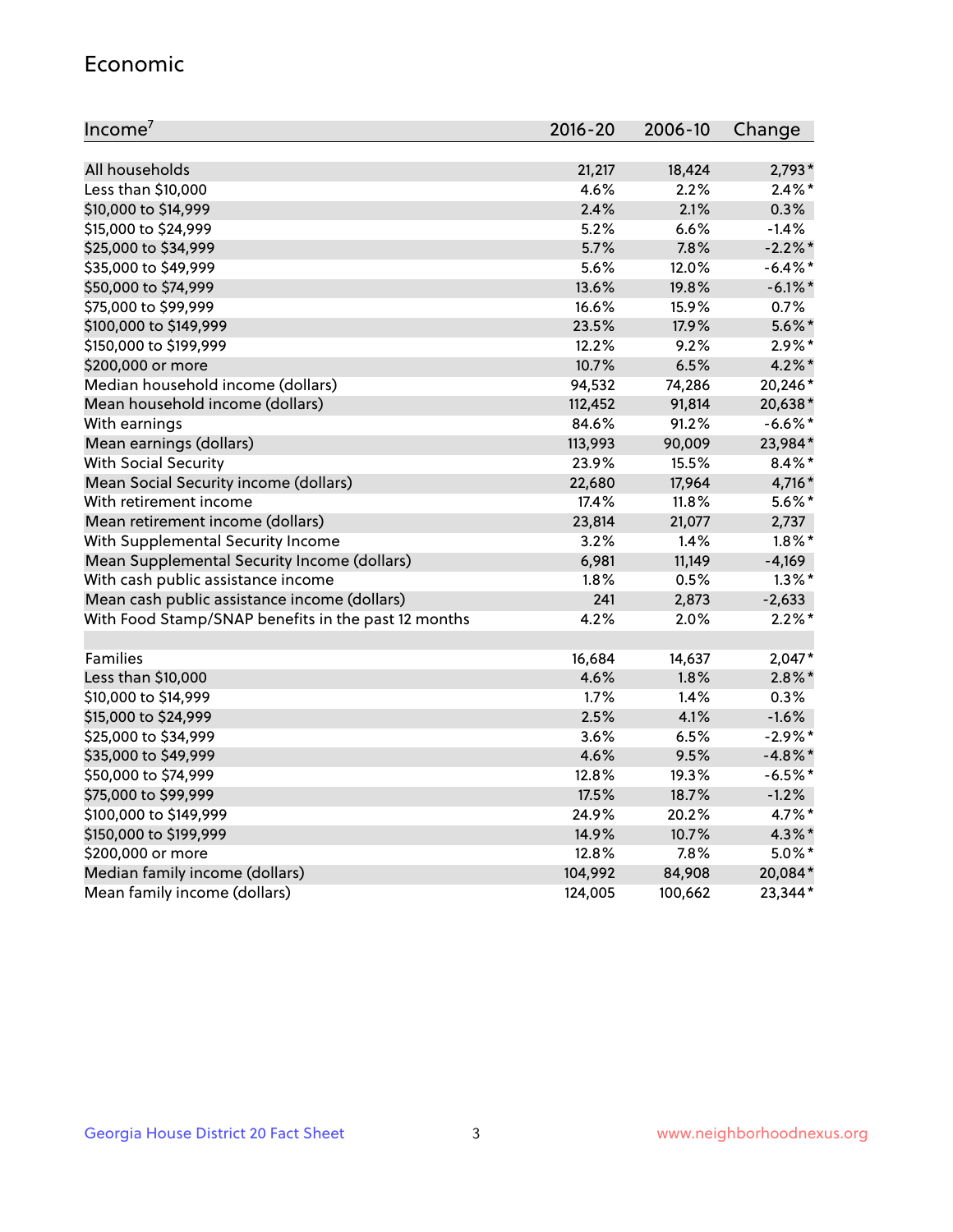## Economic

| Income[7] | 2016-20 | 2006-10 | Change |
|---|---|---|---|
| All households | 21,217 | 18,424 | 2,793* |
| Less than $10,000 | 4.6% | 2.2% | 2.4%* |
| $10,000 to $14,999 | 2.4% | 2.1% | 0.3% |
| $15,000 to $24,999 | 5.2% | 6.6% | -1.4% |
| $25,000 to $34,999 | 5.7% | 7.8% | -2.2%* |
| $35,000 to $49,999 | 5.6% | 12.0% | -6.4%* |
| $50,000 to $74,999 | 13.6% | 19.8% | -6.1%* |
| $75,000 to $99,999 | 16.6% | 15.9% | 0.7% |
| $100,000 to $149,999 | 23.5% | 17.9% | 5.6%* |
| $150,000 to $199,999 | 12.2% | 9.2% | 2.9%* |
| $200,000 or more | 10.7% | 6.5% | 4.2%* |
| Median household income (dollars) | 94,532 | 74,286 | 20,246* |
| Mean household income (dollars) | 112,452 | 91,814 | 20,638* |
| With earnings | 84.6% | 91.2% | -6.6%* |
| Mean earnings (dollars) | 113,993 | 90,009 | 23,984* |
| With Social Security | 23.9% | 15.5% | 8.4%* |
| Mean Social Security income (dollars) | 22,680 | 17,964 | 4,716* |
| With retirement income | 17.4% | 11.8% | 5.6%* |
| Mean retirement income (dollars) | 23,814 | 21,077 | 2,737 |
| With Supplemental Security Income | 3.2% | 1.4% | 1.8%* |
| Mean Supplemental Security Income (dollars) | 6,981 | 11,149 | -4,169 |
| With cash public assistance income | 1.8% | 0.5% | 1.3%* |
| Mean cash public assistance income (dollars) | 241 | 2,873 | -2,633 |
| With Food Stamp/SNAP benefits in the past 12 months | 4.2% | 2.0% | 2.2%* |
| | | | |
| Families | 16,684 | 14,637 | 2,047* |
| Less than $10,000 | 4.6% | 1.8% | 2.8%* |
| $10,000 to $14,999 | 1.7% | 1.4% | 0.3% |
| $15,000 to $24,999 | 2.5% | 4.1% | -1.6% |
| $25,000 to $34,999 | 3.6% | 6.5% | -2.9%* |
| $35,000 to $49,999 | 4.6% | 9.5% | -4.8%* |
| $50,000 to $74,999 | 12.8% | 19.3% | -6.5%* |
| $75,000 to $99,999 | 17.5% | 18.7% | -1.2% |
| $100,000 to $149,999 | 24.9% | 20.2% | 4.7%* |
| $150,000 to $199,999 | 14.9% | 10.7% | 4.3%* |
| $200,000 or more | 12.8% | 7.8% | 5.0%* |
| Median family income (dollars) | 104,992 | 84,908 | 20,084* |
| Mean family income (dollars) | 124,005 | 100,662 | 23,344* |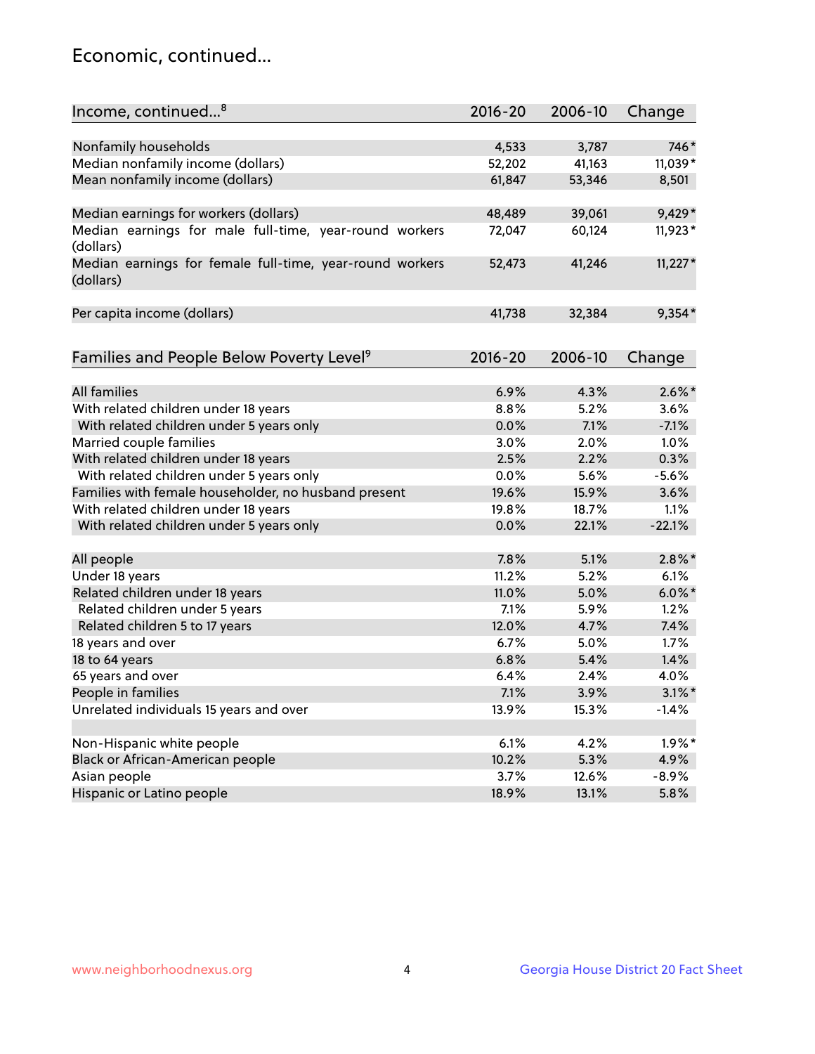## Economic, continued...

| Income, continued...[8] | 2016-20 | 2006-10 | Change |
|---|---|---|---|
| Nonfamily households | 4,533 | 3,787 | 746* |
| Median nonfamily income (dollars) | 52,202 | 41,163 | 11,039* |
| Mean nonfamily income (dollars) | 61,847 | 53,346 | 8,501 |
| Median earnings for workers (dollars) | 48,489 | 39,061 | 9,429* |
| Median earnings for male full-time, year-round workers (dollars) | 72,047 | 60,124 | 11,923* |
| Median earnings for female full-time, year-round workers (dollars) | 52,473 | 41,246 | 11,227* |
| Per capita income (dollars) | 41,738 | 32,384 | 9,354* |

| Families and People Below Poverty Level[9] | 2016-20 | 2006-10 | Change |
|---|---|---|---|
| All families | 6.9% | 4.3% | 2.6%* |
| With related children under 18 years | 8.8% | 5.2% | 3.6% |
| With related children under 5 years only | 0.0% | 7.1% | -7.1% |
| Married couple families | 3.0% | 2.0% | 1.0% |
| With related children under 18 years | 2.5% | 2.2% | 0.3% |
| With related children under 5 years only | 0.0% | 5.6% | -5.6% |
| Families with female householder, no husband present | 19.6% | 15.9% | 3.6% |
| With related children under 18 years | 19.8% | 18.7% | 1.1% |
| With related children under 5 years only | 0.0% | 22.1% | -22.1% |
| All people | 7.8% | 5.1% | 2.8%* |
| Under 18 years | 11.2% | 5.2% | 6.1% |
| Related children under 18 years | 11.0% | 5.0% | 6.0%* |
| Related children under 5 years | 7.1% | 5.9% | 1.2% |
| Related children 5 to 17 years | 12.0% | 4.7% | 7.4% |
| 18 years and over | 6.7% | 5.0% | 1.7% |
| 18 to 64 years | 6.8% | 5.4% | 1.4% |
| 65 years and over | 6.4% | 2.4% | 4.0% |
| People in families | 7.1% | 3.9% | 3.1%* |
| Unrelated individuals 15 years and over | 13.9% | 15.3% | -1.4% |
| Non-Hispanic white people | 6.1% | 4.2% | 1.9%* |
| Black or African-American people | 10.2% | 5.3% | 4.9% |
| Asian people | 3.7% | 12.6% | -8.9% |
| Hispanic or Latino people | 18.9% | 13.1% | 5.8% |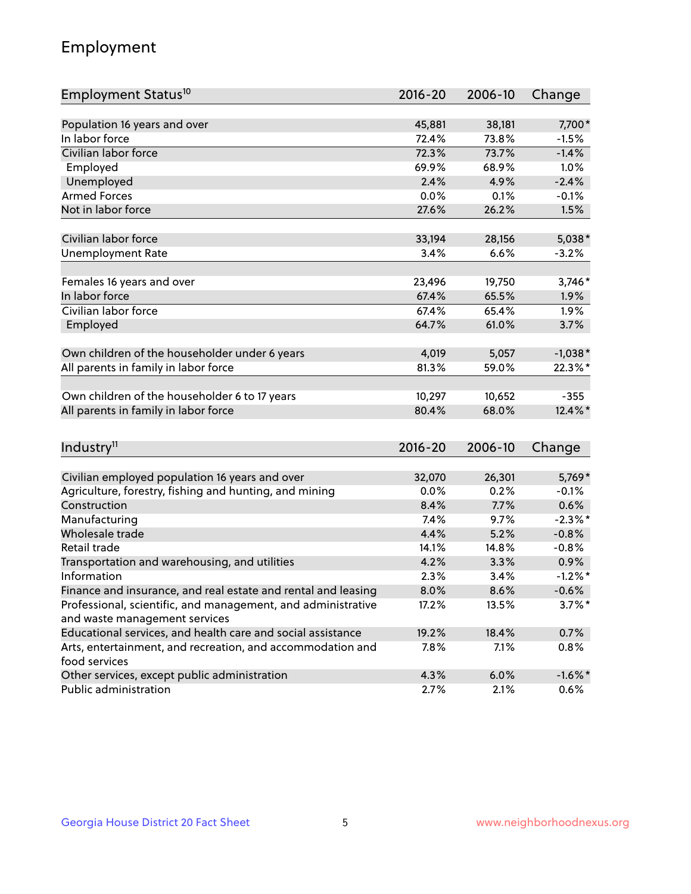## Employment

| Employment Status[10] | 2016-20 | 2006-10 | Change |
|---|---|---|---|
| Population 16 years and over | 45,881 | 38,181 | 7,700* |
| In labor force | 72.4% | 73.8% | -1.5% |
| Civilian labor force | 72.3% | 73.7% | -1.4% |
| Employed | 69.9% | 68.9% | 1.0% |
| Unemployed | 2.4% | 4.9% | -2.4% |
| Armed Forces | 0.0% | 0.1% | -0.1% |
| Not in labor force | 27.6% | 26.2% | 1.5% |
| | | | |
| Civilian labor force | 33,194 | 28,156 | 5,038* |
| Unemployment Rate | 3.4% | 6.6% | -3.2% |
| | | | |
| Females 16 years and over | 23,496 | 19,750 | 3,746* |
| In labor force | 67.4% | 65.5% | 1.9% |
| Civilian labor force | 67.4% | 65.4% | 1.9% |
| Employed | 64.7% | 61.0% | 3.7% |
| | | | |
| Own children of the householder under 6 years | 4,019 | 5,057 | -1,038* |
| All parents in family in labor force | 81.3% | 59.0% | 22.3%* |
| | | | |
| Own children of the householder 6 to 17 years | 10,297 | 10,652 | -355 |
| All parents in family in labor force | 80.4% | 68.0% | 12.4%* |

| Industry[11] | 2016-20 | 2006-10 | Change |
|---|---|---|---|
| Civilian employed population 16 years and over | 32,070 | 26,301 | 5,769* |
| Agriculture, forestry, fishing and hunting, and mining | 0.0% | 0.2% | -0.1% |
| Construction | 8.4% | 7.7% | 0.6% |
| Manufacturing | 7.4% | 9.7% | -2.3%* |
| Wholesale trade | 4.4% | 5.2% | -0.8% |
| Retail trade | 14.1% | 14.8% | -0.8% |
| Transportation and warehousing, and utilities | 4.2% | 3.3% | 0.9% |
| Information | 2.3% | 3.4% | -1.2%* |
| Finance and insurance, and real estate and rental and leasing | 8.0% | 8.6% | -0.6% |
| Professional, scientific, and management, and administrative and waste management services | 17.2% | 13.5% | 3.7%* |
| Educational services, and health care and social assistance | 19.2% | 18.4% | 0.7% |
| Arts, entertainment, and recreation, and accommodation and food services | 7.8% | 7.1% | 0.8% |
| Other services, except public administration | 4.3% | 6.0% | -1.6%* |
| Public administration | 2.7% | 2.1% | 0.6% |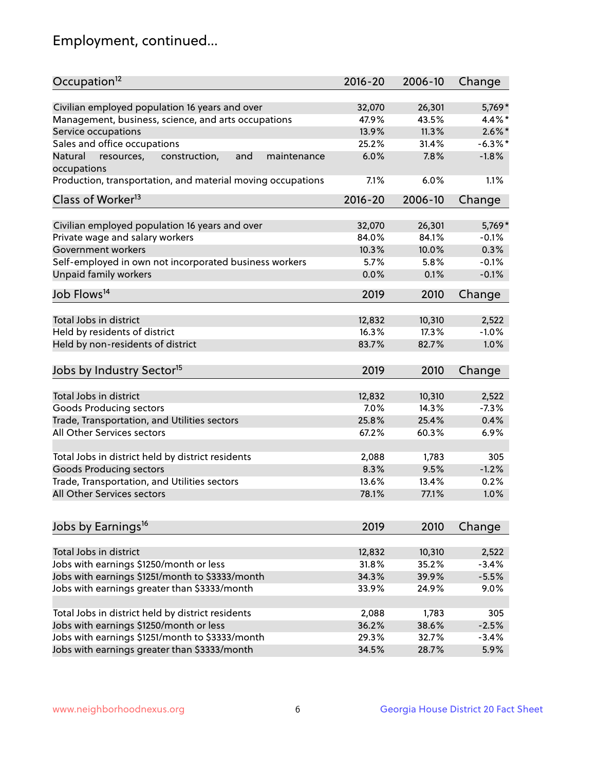# Employment, continued...

| Occupation[12] | 2016-20 | 2006-10 | Change |
|---|---|---|---|
| Civilian employed population 16 years and over | 32,070 | 26,301 | 5,769* |
| Management, business, science, and arts occupations | 47.9% | 43.5% | 4.4%* |
| Service occupations | 13.9% | 11.3% | 2.6%* |
| Sales and office occupations | 25.2% | 31.4% | -6.3%* |
| Natural resources, construction, and maintenance occupations | 6.0% | 7.8% | -1.8% |
| Production, transportation, and material moving occupations | 7.1% | 6.0% | 1.1% |

| Class of Worker[13] | 2016-20 | 2006-10 | Change |
|---|---|---|---|
| Civilian employed population 16 years and over | 32,070 | 26,301 | 5,769* |
| Private wage and salary workers | 84.0% | 84.1% | -0.1% |
| Government workers | 10.3% | 10.0% | 0.3% |
| Self-employed in own not incorporated business workers | 5.7% | 5.8% | -0.1% |
| Unpaid family workers | 0.0% | 0.1% | -0.1% |

| Job Flows[14] | 2019 | 2010 | Change |
|---|---|---|---|
| Total Jobs in district | 12,832 | 10,310 | 2,522 |
| Held by residents of district | 16.3% | 17.3% | -1.0% |
| Held by non-residents of district | 83.7% | 82.7% | 1.0% |

| Jobs by Industry Sector[15] | 2019 | 2010 | Change |
|---|---|---|---|
| Total Jobs in district | 12,832 | 10,310 | 2,522 |
| Goods Producing sectors | 7.0% | 14.3% | -7.3% |
| Trade, Transportation, and Utilities sectors | 25.8% | 25.4% | 0.4% |
| All Other Services sectors | 67.2% | 60.3% | 6.9% |
| | | | |
| Total Jobs in district held by district residents | 2,088 | 1,783 | 305 |
| Goods Producing sectors | 8.3% | 9.5% | -1.2% |
| Trade, Transportation, and Utilities sectors | 13.6% | 13.4% | 0.2% |
| All Other Services sectors | 78.1% | 77.1% | 1.0% |

| Jobs by Earnings[16] | 2019 | 2010 | Change |
|---|---|---|---|
| Total Jobs in district | 12,832 | 10,310 | 2,522 |
| Jobs with earnings $1250/month or less | 31.8% | 35.2% | -3.4% |
| Jobs with earnings $1251/month to $3333/month | 34.3% | 39.9% | -5.5% |
| Jobs with earnings greater than $3333/month | 33.9% | 24.9% | 9.0% |
| | | | |
| Total Jobs in district held by district residents | 2,088 | 1,783 | 305 |
| Jobs with earnings $1250/month or less | 36.2% | 38.6% | -2.5% |
| Jobs with earnings $1251/month to $3333/month | 29.3% | 32.7% | -3.4% |
| Jobs with earnings greater than $3333/month | 34.5% | 28.7% | 5.9% |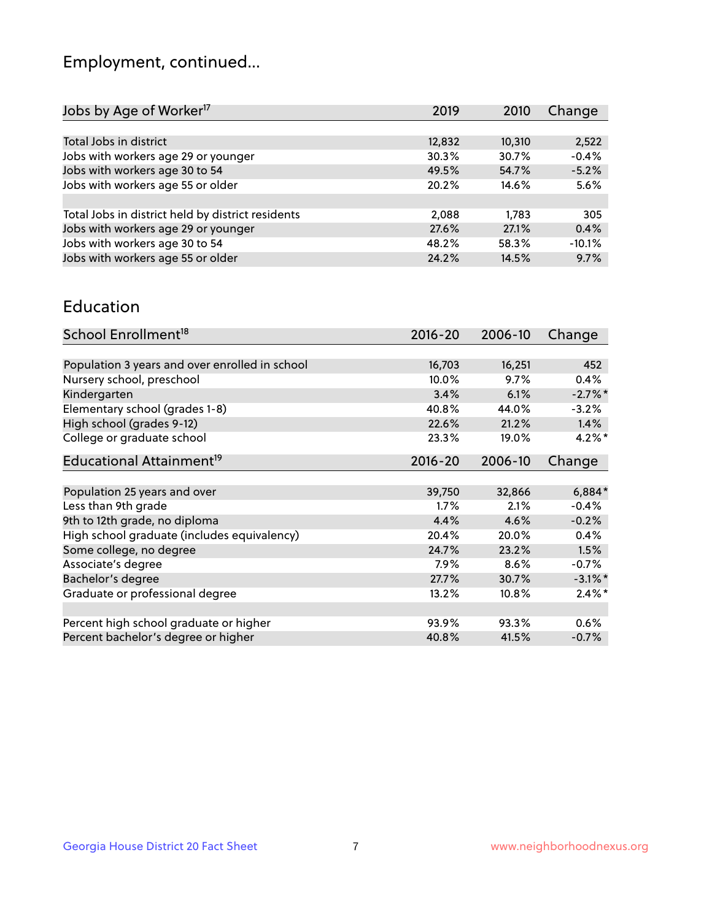## Employment, continued...

| Jobs by Age of Worker[17] | 2019 | 2010 | Change |
|---|---|---|---|
| Total Jobs in district | 12,832 | 10,310 | 2,522 |
| Jobs with workers age 29 or younger | 30.3% | 30.7% | -0.4% |
| Jobs with workers age 30 to 54 | 49.5% | 54.7% | -5.2% |
| Jobs with workers age 55 or older | 20.2% | 14.6% | 5.6% |
| | | | |
| Total Jobs in district held by district residents | 2,088 | 1,783 | 305 |
| Jobs with workers age 29 or younger | 27.6% | 27.1% | 0.4% |
| Jobs with workers age 30 to 54 | 48.2% | 58.3% | -10.1% |
| Jobs with workers age 55 or older | 24.2% | 14.5% | 9.7% |

## Education

| School Enrollment[18] | 2016-20 | 2006-10 | Change |
|---|---|---|---|
| Population 3 years and over enrolled in school | 16,703 | 16,251 | 452 |
| Nursery school, preschool | 10.0% | 9.7% | 0.4% |
| Kindergarten | 3.4% | 6.1% | -2.7%* |
| Elementary school (grades 1-8) | 40.8% | 44.0% | -3.2% |
| High school (grades 9-12) | 22.6% | 21.2% | 1.4% |
| College or graduate school | 23.3% | 19.0% | 4.2%* |

| Educational Attainment[19] | 2016-20 | 2006-10 | Change |
|---|---|---|---|
| Population 25 years and over | 39,750 | 32,866 | 6,884* |
| Less than 9th grade | 1.7% | 2.1% | -0.4% |
| 9th to 12th grade, no diploma | 4.4% | 4.6% | -0.2% |
| High school graduate (includes equivalency) | 20.4% | 20.0% | 0.4% |
| Some college, no degree | 24.7% | 23.2% | 1.5% |
| Associate's degree | 7.9% | 8.6% | -0.7% |
| Bachelor's degree | 27.7% | 30.7% | -3.1%* |
| Graduate or professional degree | 13.2% | 10.8% | 2.4%* |
| | | | |
| Percent high school graduate or higher | 93.9% | 93.3% | 0.6% |
| Percent bachelor's degree or higher | 40.8% | 41.5% | -0.7% |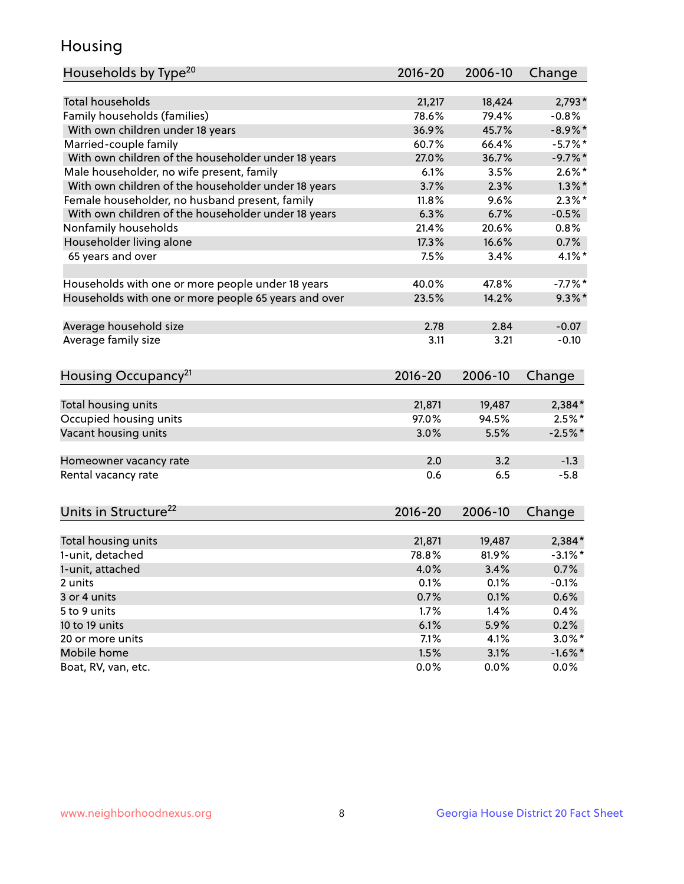## Housing

| Households by Type[20] | 2016-20 | 2006-10 | Change |
|---|---|---|---|
| Total households | 21,217 | 18,424 | 2,793* |
| Family households (families) | 78.6% | 79.4% | -0.8% |
| With own children under 18 years | 36.9% | 45.7% | -8.9%* |
| Married-couple family | 60.7% | 66.4% | -5.7%* |
| With own children of the householder under 18 years | 27.0% | 36.7% | -9.7%* |
| Male householder, no wife present, family | 6.1% | 3.5% | 2.6%* |
| With own children of the householder under 18 years | 3.7% | 2.3% | 1.3%* |
| Female householder, no husband present, family | 11.8% | 9.6% | 2.3%* |
| With own children of the householder under 18 years | 6.3% | 6.7% | -0.5% |
| Nonfamily households | 21.4% | 20.6% | 0.8% |
| Householder living alone | 17.3% | 16.6% | 0.7% |
| 65 years and over | 7.5% | 3.4% | 4.1%* |
| | | | |
| Households with one or more people under 18 years | 40.0% | 47.8% | -7.7%* |
| Households with one or more people 65 years and over | 23.5% | 14.2% | 9.3%* |
| | | | |
| Average household size | 2.78 | 2.84 | -0.07 |
| Average family size | 3.11 | 3.21 | -0.10 |

| Housing Occupancy[21] | 2016-20 | 2006-10 | Change |
|---|---|---|---|
| Total housing units | 21,871 | 19,487 | 2,384* |
| Occupied housing units | 97.0% | 94.5% | 2.5%* |
| Vacant housing units | 3.0% | 5.5% | -2.5%* |
| | | | |
| Homeowner vacancy rate | 2.0 | 3.2 | -1.3 |
| Rental vacancy rate | 0.6 | 6.5 | -5.8 |

| Units in Structure[22] | 2016-20 | 2006-10 | Change |
|---|---|---|---|
| Total housing units | 21,871 | 19,487 | 2,384* |
| 1-unit, detached | 78.8% | 81.9% | -3.1%* |
| 1-unit, attached | 4.0% | 3.4% | 0.7% |
| 2 units | 0.1% | 0.1% | -0.1% |
| 3 or 4 units | 0.7% | 0.1% | 0.6% |
| 5 to 9 units | 1.7% | 1.4% | 0.4% |
| 10 to 19 units | 6.1% | 5.9% | 0.2% |
| 20 or more units | 7.1% | 4.1% | 3.0%* |
| Mobile home | 1.5% | 3.1% | -1.6%* |
| Boat, RV, van, etc. | 0.0% | 0.0% | 0.0% |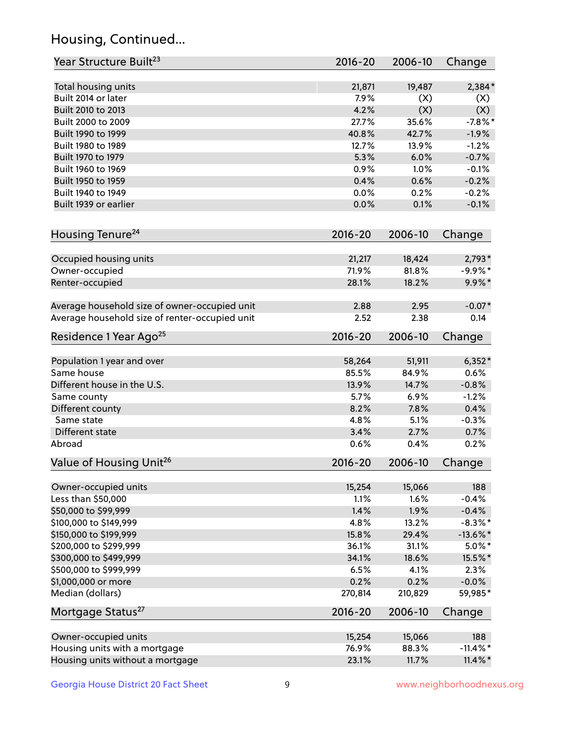# Housing, Continued...

| Year Structure Built[23] | 2016-20 | 2006-10 | Change |
|---|---|---|---|
| Total housing units | 21,871 | 19,487 | 2,384* |
| Built 2014 or later | 7.9% | (X) | (X) |
| Built 2010 to 2013 | 4.2% | (X) | (X) |
| Built 2000 to 2009 | 27.7% | 35.6% | -7.8%* |
| Built 1990 to 1999 | 40.8% | 42.7% | -1.9% |
| Built 1980 to 1989 | 12.7% | 13.9% | -1.2% |
| Built 1970 to 1979 | 5.3% | 6.0% | -0.7% |
| Built 1960 to 1969 | 0.9% | 1.0% | -0.1% |
| Built 1950 to 1959 | 0.4% | 0.6% | -0.2% |
| Built 1940 to 1949 | 0.0% | 0.2% | -0.2% |
| Built 1939 or earlier | 0.0% | 0.1% | -0.1% |

| Housing Tenure[24] | 2016-20 | 2006-10 | Change |
|---|---|---|---|
| Occupied housing units | 21,217 | 18,424 | 2,793* |
| Owner-occupied | 71.9% | 81.8% | -9.9%* |
| Renter-occupied | 28.1% | 18.2% | 9.9%* |
| Average household size of owner-occupied unit | 2.88 | 2.95 | -0.07* |
| Average household size of renter-occupied unit | 2.52 | 2.38 | 0.14 |

| Residence 1 Year Ago[25] | 2016-20 | 2006-10 | Change |
|---|---|---|---|
| Population 1 year and over | 58,264 | 51,911 | 6,352* |
| Same house | 85.5% | 84.9% | 0.6% |
| Different house in the U.S. | 13.9% | 14.7% | -0.8% |
| Same county | 5.7% | 6.9% | -1.2% |
| Different county | 8.2% | 7.8% | 0.4% |
| Same state | 4.8% | 5.1% | -0.3% |
| Different state | 3.4% | 2.7% | 0.7% |
| Abroad | 0.6% | 0.4% | 0.2% |

| Value of Housing Unit[26] | 2016-20 | 2006-10 | Change |
|---|---|---|---|
| Owner-occupied units | 15,254 | 15,066 | 188 |
| Less than $50,000 | 1.1% | 1.6% | -0.4% |
| $50,000 to $99,999 | 1.4% | 1.9% | -0.4% |
| $100,000 to $149,999 | 4.8% | 13.2% | -8.3%* |
| $150,000 to $199,999 | 15.8% | 29.4% | -13.6%* |
| $200,000 to $299,999 | 36.1% | 31.1% | 5.0%* |
| $300,000 to $499,999 | 34.1% | 18.6% | 15.5%* |
| $500,000 to $999,999 | 6.5% | 4.1% | 2.3% |
| $1,000,000 or more | 0.2% | 0.2% | -0.0% |
| Median (dollars) | 270,814 | 210,829 | 59,985* |

| Mortgage Status[27] | 2016-20 | 2006-10 | Change |
|---|---|---|---|
| Owner-occupied units | 15,254 | 15,066 | 188 |
| Housing units with a mortgage | 76.9% | 88.3% | -11.4%* |
| Housing units without a mortgage | 23.1% | 11.7% | 11.4%* |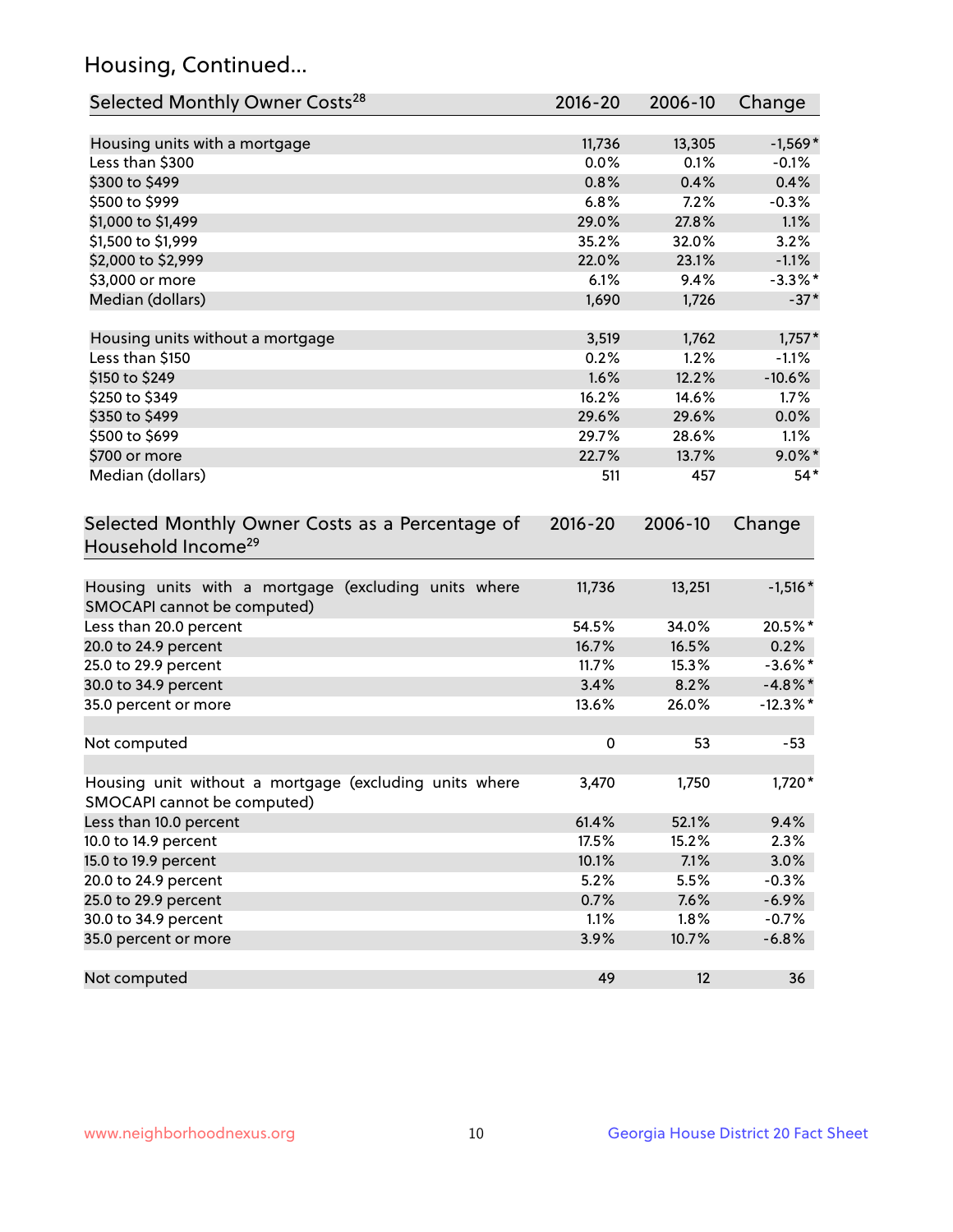## Housing, Continued...

| Selected Monthly Owner Costs[28] | 2016-20 | 2006-10 | Change |
|---|---|---|---|
| Housing units with a mortgage | 11,736 | 13,305 | -1,569* |
| Less than $300 | 0.0% | 0.1% | -0.1% |
| $300 to $499 | 0.8% | 0.4% | 0.4% |
| $500 to $999 | 6.8% | 7.2% | -0.3% |
| $1,000 to $1,499 | 29.0% | 27.8% | 1.1% |
| $1,500 to $1,999 | 35.2% | 32.0% | 3.2% |
| $2,000 to $2,999 | 22.0% | 23.1% | -1.1% |
| $3,000 or more | 6.1% | 9.4% | -3.3%* |
| Median (dollars) | 1,690 | 1,726 | -37* |
| | | | |
| Housing units without a mortgage | 3,519 | 1,762 | 1,757* |
| Less than $150 | 0.2% | 1.2% | -1.1% |
| $150 to $249 | 1.6% | 12.2% | -10.6% |
| $250 to $349 | 16.2% | 14.6% | 1.7% |
| $350 to $499 | 29.6% | 29.6% | 0.0% |
| $500 to $699 | 29.7% | 28.6% | 1.1% |
| $700 or more | 22.7% | 13.7% | 9.0%* |
| Median (dollars) | 511 | 457 | 54* |

| Selected Monthly Owner Costs as a Percentage of Household Income[29] | 2016-20 | 2006-10 | Change |
|---|---|---|---|
| Housing units with a mortgage (excluding units where SMOCAPI cannot be computed) | 11,736 | 13,251 | -1,516* |
| Less than 20.0 percent | 54.5% | 34.0% | 20.5%* |
| 20.0 to 24.9 percent | 16.7% | 16.5% | 0.2% |
| 25.0 to 29.9 percent | 11.7% | 15.3% | -3.6%* |
| 30.0 to 34.9 percent | 3.4% | 8.2% | -4.8%* |
| 35.0 percent or more | 13.6% | 26.0% | -12.3%* |
| | | | |
| Not computed | 0 | 53 | -53 |
| | | | |
| Housing unit without a mortgage (excluding units where SMOCAPI cannot be computed) | 3,470 | 1,750 | 1,720* |
| Less than 10.0 percent | 61.4% | 52.1% | 9.4% |
| 10.0 to 14.9 percent | 17.5% | 15.2% | 2.3% |
| 15.0 to 19.9 percent | 10.1% | 7.1% | 3.0% |
| 20.0 to 24.9 percent | 5.2% | 5.5% | -0.3% |
| 25.0 to 29.9 percent | 0.7% | 7.6% | -6.9% |
| 30.0 to 34.9 percent | 1.1% | 1.8% | -0.7% |
| 35.0 percent or more | 3.9% | 10.7% | -6.8% |
| | | | |
| Not computed | 49 | 12 | 36 |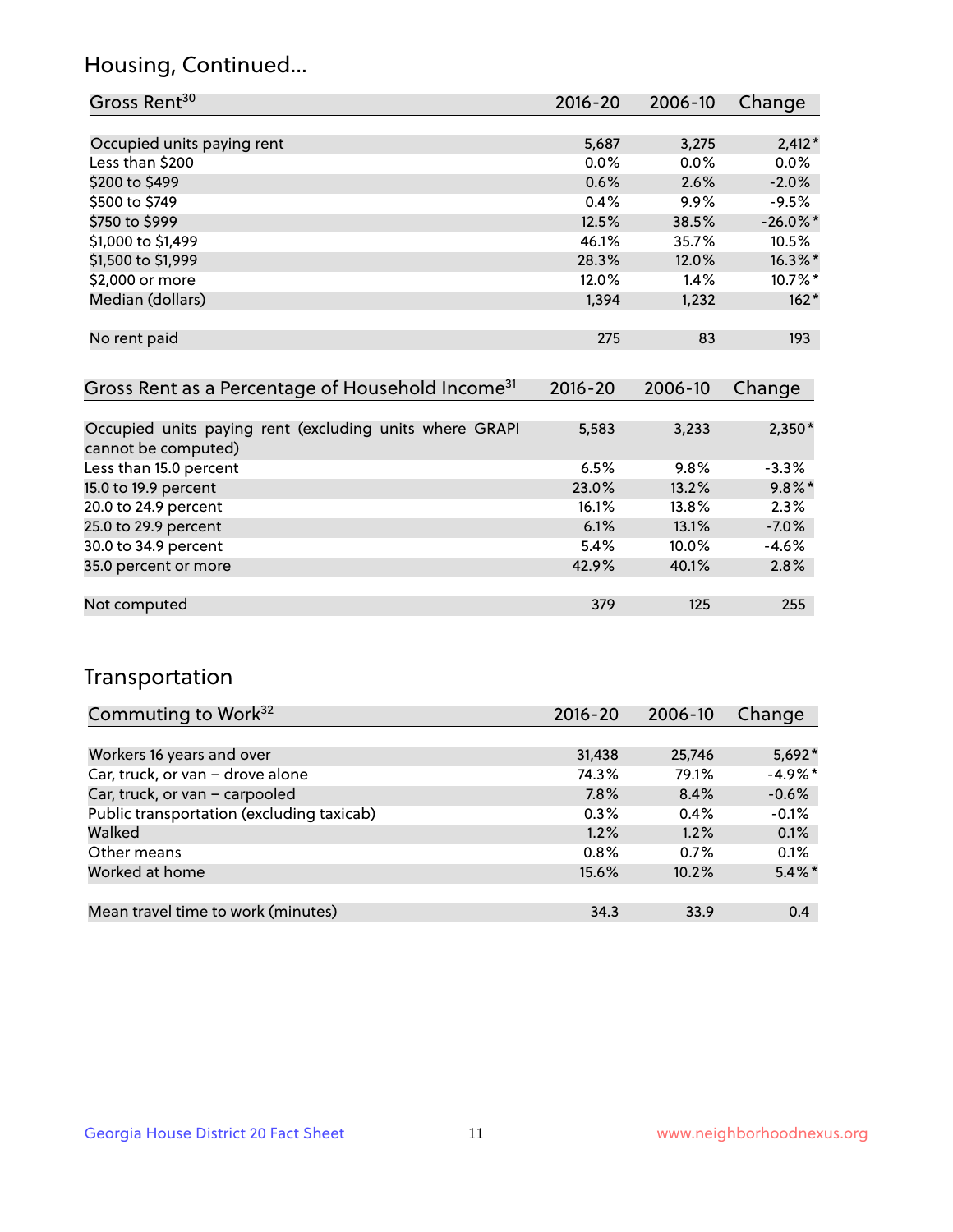## Housing, Continued...

| Gross Rent[30] | 2016-20 | 2006-10 | Change |
|---|---|---|---|
| Occupied units paying rent | 5,687 | 3,275 | 2,412* |
| Less than $200 | 0.0% | 0.0% | 0.0% |
| $200 to $499 | 0.6% | 2.6% | -2.0% |
| $500 to $749 | 0.4% | 9.9% | -9.5% |
| $750 to $999 | 12.5% | 38.5% | -26.0%* |
| $1,000 to $1,499 | 46.1% | 35.7% | 10.5% |
| $1,500 to $1,999 | 28.3% | 12.0% | 16.3%* |
| $2,000 or more | 12.0% | 1.4% | 10.7%* |
| Median (dollars) | 1,394 | 1,232 | 162* |
| No rent paid | 275 | 83 | 193 |

| Gross Rent as a Percentage of Household Income[31] | 2016-20 | 2006-10 | Change |
|---|---|---|---|
| Occupied units paying rent (excluding units where GRAPI cannot be computed) | 5,583 | 3,233 | 2,350* |
| Less than 15.0 percent | 6.5% | 9.8% | -3.3% |
| 15.0 to 19.9 percent | 23.0% | 13.2% | 9.8%* |
| 20.0 to 24.9 percent | 16.1% | 13.8% | 2.3% |
| 25.0 to 29.9 percent | 6.1% | 13.1% | -7.0% |
| 30.0 to 34.9 percent | 5.4% | 10.0% | -4.6% |
| 35.0 percent or more | 42.9% | 40.1% | 2.8% |
| Not computed | 379 | 125 | 255 |

## Transportation

| Commuting to Work[32] | 2016-20 | 2006-10 | Change |
|---|---|---|---|
| Workers 16 years and over | 31,438 | 25,746 | 5,692* |
| Car, truck, or van – drove alone | 74.3% | 79.1% | -4.9%* |
| Car, truck, or van – carpooled | 7.8% | 8.4% | -0.6% |
| Public transportation (excluding taxicab) | 0.3% | 0.4% | -0.1% |
| Walked | 1.2% | 1.2% | 0.1% |
| Other means | 0.8% | 0.7% | 0.1% |
| Worked at home | 15.6% | 10.2% | 5.4%* |
| Mean travel time to work (minutes) | 34.3 | 33.9 | 0.4 |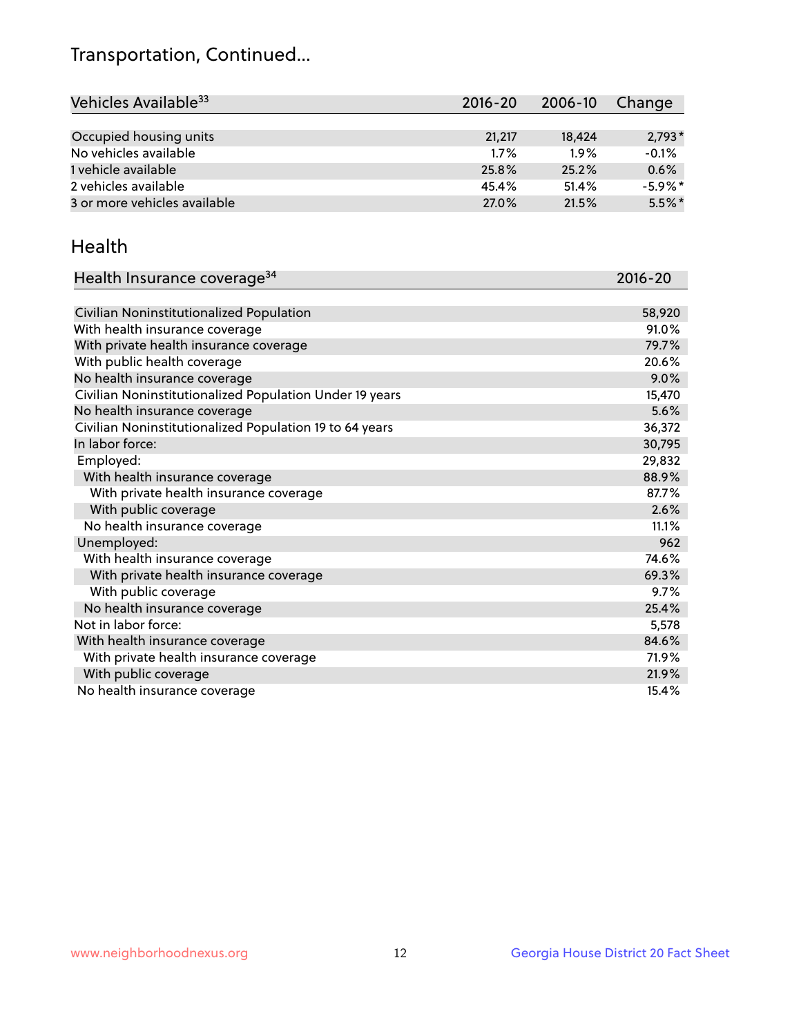# Transportation, Continued...

| Vehicles Available[33] | 2016-20 | 2006-10 | Change |
|---|---|---|---|
| Occupied housing units | 21,217 | 18,424 | 2,793* |
| No vehicles available | 1.7% | 1.9% | -0.1% |
| 1 vehicle available | 25.8% | 25.2% | 0.6% |
| 2 vehicles available | 45.4% | 51.4% | -5.9%* |
| 3 or more vehicles available | 27.0% | 21.5% | 5.5%* |

## Health

| Health Insurance coverage[34] | 2016-20 |
|---|---|
| Civilian Noninstitutionalized Population | 58,920 |
| With health insurance coverage | 91.0% |
| With private health insurance coverage | 79.7% |
| With public health coverage | 20.6% |
| No health insurance coverage | 9.0% |
| Civilian Noninstitutionalized Population Under 19 years | 15,470 |
| No health insurance coverage | 5.6% |
| Civilian Noninstitutionalized Population 19 to 64 years | 36,372 |
| In labor force: | 30,795 |
| Employed: | 29,832 |
| With health insurance coverage | 88.9% |
| With private health insurance coverage | 87.7% |
| With public coverage | 2.6% |
| No health insurance coverage | 11.1% |
| Unemployed: | 962 |
| With health insurance coverage | 74.6% |
| With private health insurance coverage | 69.3% |
| With public coverage | 9.7% |
| No health insurance coverage | 25.4% |
| Not in labor force: | 5,578 |
| With health insurance coverage | 84.6% |
| With private health insurance coverage | 71.9% |
| With public coverage | 21.9% |
| No health insurance coverage | 15.4% |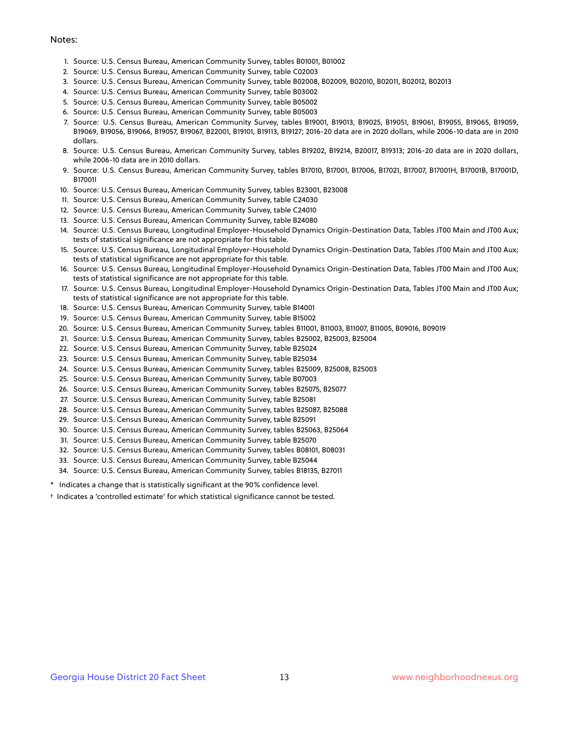Notes:

1. Source: U.S. Census Bureau, American Community Survey, tables B01001, B01002
2. Source: U.S. Census Bureau, American Community Survey, table C02003
3. Source: U.S. Census Bureau, American Community Survey, table B02008, B02009, B02010, B02011, B02012, B02013
4. Source: U.S. Census Bureau, American Community Survey, table B03002
5. Source: U.S. Census Bureau, American Community Survey, table B05002
6. Source: U.S. Census Bureau, American Community Survey, table B05003
7. Source: U.S. Census Bureau, American Community Survey, tables B19001, B19013, B19025, B19051, B19061, B19055, B19065, B19059, B19069, B19056, B19066, B19057, B19067, B22001, B19101, B19113, B19127; 2016-20 data are in 2020 dollars, while 2006-10 data are in 2010 dollars.
8. Source: U.S. Census Bureau, American Community Survey, tables B19202, B19214, B20017, B19313; 2016-20 data are in 2020 dollars, while 2006-10 data are in 2010 dollars.
9. Source: U.S. Census Bureau, American Community Survey, tables B17010, B17001, B17006, B17021, B17007, B17001H, B17001B, B17001D, B17001I
10. Source: U.S. Census Bureau, American Community Survey, tables B23001, B23008
11. Source: U.S. Census Bureau, American Community Survey, table C24030
12. Source: U.S. Census Bureau, American Community Survey, table C24010
13. Source: U.S. Census Bureau, American Community Survey, table B24080
14. Source: U.S. Census Bureau, Longitudinal Employer-Household Dynamics Origin-Destination Data, Tables JT00 Main and JT00 Aux; tests of statistical significance are not appropriate for this table.
15. Source: U.S. Census Bureau, Longitudinal Employer-Household Dynamics Origin-Destination Data, Tables JT00 Main and JT00 Aux; tests of statistical significance are not appropriate for this table.
16. Source: U.S. Census Bureau, Longitudinal Employer-Household Dynamics Origin-Destination Data, Tables JT00 Main and JT00 Aux; tests of statistical significance are not appropriate for this table.
17. Source: U.S. Census Bureau, Longitudinal Employer-Household Dynamics Origin-Destination Data, Tables JT00 Main and JT00 Aux; tests of statistical significance are not appropriate for this table.
18. Source: U.S. Census Bureau, American Community Survey, table B14001
19. Source: U.S. Census Bureau, American Community Survey, table B15002
20. Source: U.S. Census Bureau, American Community Survey, tables B11001, B11003, B11007, B11005, B09016, B09019
21. Source: U.S. Census Bureau, American Community Survey, tables B25002, B25003, B25004
22. Source: U.S. Census Bureau, American Community Survey, table B25024
23. Source: U.S. Census Bureau, American Community Survey, table B25034
24. Source: U.S. Census Bureau, American Community Survey, tables B25009, B25008, B25003
25. Source: U.S. Census Bureau, American Community Survey, table B07003
26. Source: U.S. Census Bureau, American Community Survey, tables B25075, B25077
27. Source: U.S. Census Bureau, American Community Survey, table B25081
28. Source: U.S. Census Bureau, American Community Survey, tables B25087, B25088
29. Source: U.S. Census Bureau, American Community Survey, table B25091
30. Source: U.S. Census Bureau, American Community Survey, tables B25063, B25064
31. Source: U.S. Census Bureau, American Community Survey, table B25070
32. Source: U.S. Census Bureau, American Community Survey, tables B08101, B08031
33. Source: U.S. Census Bureau, American Community Survey, table B25044
34. Source: U.S. Census Bureau, American Community Survey, tables B18135, B27011

\* Indicates a change that is statistically significant at the 90% confidence level.

† Indicates a 'controlled estimate' for which statistical significance cannot be tested.